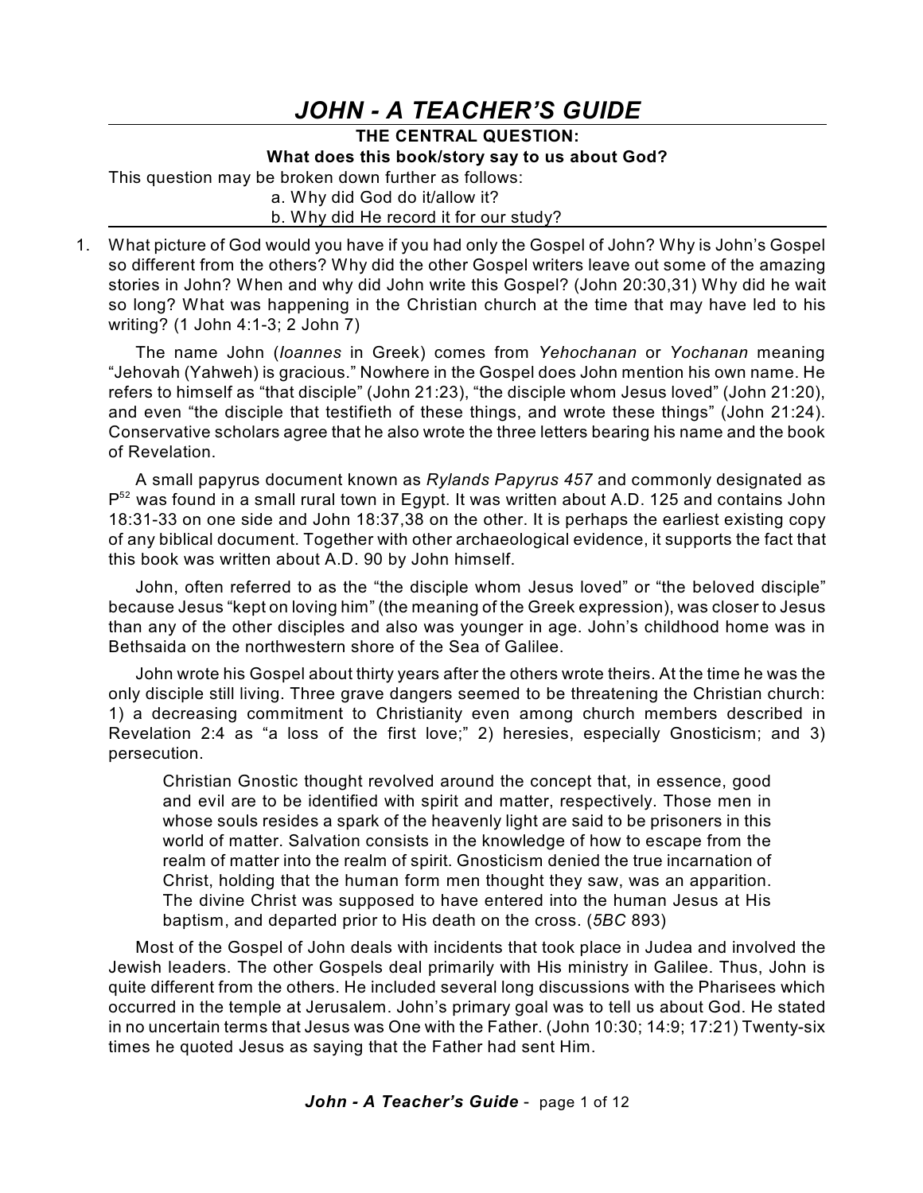# JOHN - A TEACHER'S GUIDE

**THE CENTRAL QUESTION:**

**What does this book/story say to us about God?**

This question may be broken down further as follows:

a. Why did God do it/allow it?

b. Why did He record it for our study?

1. What picture of God would you have if you had only the Gospel of John? Why is John's Gospel so different from the others? Why did the other Gospel writers leave out some of the amazing stories in John? When and why did John write this Gospel? (John 20:30,31) Why did he wait so long? What was happening in the Christian church at the time that may have led to his writing? (1 John 4:1-3; 2 John 7)

   The name John (*Ioannes* in Greek) comes from *Yehochanan* or *Yochanan* meaning "Jehovah (Yahweh) is gracious." Nowhere in the Gospel does John mention his own name. He refers to himself as "that disciple" (John 21:23), "the disciple whom Jesus loved" (John 21:20), and even "the disciple that testifieth of these things, and wrote these things" (John 21:24). Conservative scholars agree that he also wrote the three letters bearing his name and the book of Revelation.

   A small papyrus document known as *Rylands Papyrus 457* and commonly designated as $P^{52}$ was found in a small rural town in Egypt. It was written about A.D. 125 and contains John 18:31-33 on one side and John 18:37,38 on the other. It is perhaps the earliest existing copy of any biblical document. Together with other archaeological evidence, it supports the fact that this book was written about A.D. 90 by John himself.

   John, often referred to as the "the disciple whom Jesus loved" or "the beloved disciple" because Jesus "kept on loving him" (the meaning of the Greek expression), was closer to Jesus than any of the other disciples and also was younger in age. John's childhood home was in Bethsaida on the northwestern shore of the Sea of Galilee.

   John wrote his Gospel about thirty years after the others wrote theirs. At the time he was the only disciple still living. Three grave dangers seemed to be threatening the Christian church: 1) a decreasing commitment to Christianity even among church members described in Revelation 2:4 as "a loss of the first love;" 2) heresies, especially Gnosticism; and 3) persecution.

   > Christian Gnostic thought revolved around the concept that, in essence, good and evil are to be identified with spirit and matter, respectively. Those men in whose souls resides a spark of the heavenly light are said to be prisoners in this world of matter. Salvation consists in the knowledge of how to escape from the realm of matter into the realm of spirit. Gnosticism denied the true incarnation of Christ, holding that the human form men thought they saw, was an apparition. The divine Christ was supposed to have entered into the human Jesus at His baptism, and departed prior to His death on the cross. (*5BC* 893)

   Most of the Gospel of John deals with incidents that took place in Judea and involved the Jewish leaders. The other Gospels deal primarily with His ministry in Galilee. Thus, John is quite different from the others. He included several long discussions with the Pharisees which occurred in the temple at Jerusalem. John's primary goal was to tell us about God. He stated in no uncertain terms that Jesus was One with the Father. (John 10:30; 14:9; 17:21) Twenty-six times he quoted Jesus as saying that the Father had sent Him.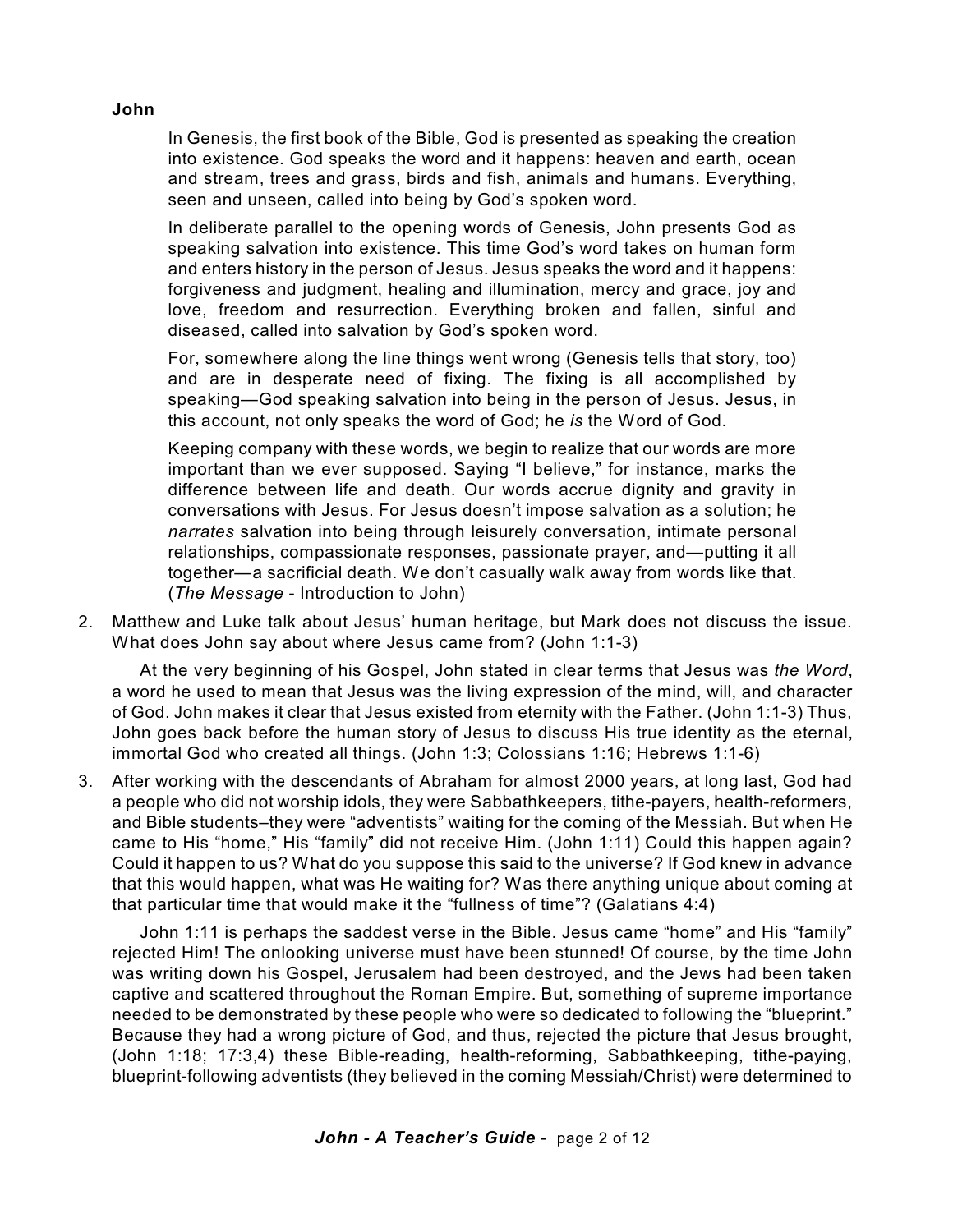**John**

> In Genesis, the first book of the Bible, God is presented as speaking the creation into existence. God speaks the word and it happens: heaven and earth, ocean and stream, trees and grass, birds and fish, animals and humans. Everything, seen and unseen, called into being by God's spoken word.
>
> In deliberate parallel to the opening words of Genesis, John presents God as speaking salvation into existence. This time God's word takes on human form and enters history in the person of Jesus. Jesus speaks the word and it happens: forgiveness and judgment, healing and illumination, mercy and grace, joy and love, freedom and resurrection. Everything broken and fallen, sinful and diseased, called into salvation by God's spoken word.
>
> For, somewhere along the line things went wrong (Genesis tells that story, too) and are in desperate need of fixing. The fixing is all accomplished by speaking—God speaking salvation into being in the person of Jesus. Jesus, in this account, not only speaks the word of God; he *is* the Word of God.
>
> Keeping company with these words, we begin to realize that our words are more important than we ever supposed. Saying "I believe," for instance, marks the difference between life and death. Our words accrue dignity and gravity in conversations with Jesus. For Jesus doesn't impose salvation as a solution; he *narrates* salvation into being through leisurely conversation, intimate personal relationships, compassionate responses, passionate prayer, and—putting it all together—a sacrificial death. We don't casually walk away from words like that. (*The Message* - Introduction to John)

2. Matthew and Luke talk about Jesus' human heritage, but Mark does not discuss the issue. What does John say about where Jesus came from? (John 1:1-3)

   At the very beginning of his Gospel, John stated in clear terms that Jesus was *the Word*, a word he used to mean that Jesus was the living expression of the mind, will, and character of God. John makes it clear that Jesus existed from eternity with the Father. (John 1:1-3) Thus, John goes back before the human story of Jesus to discuss His true identity as the eternal, immortal God who created all things. (John 1:3; Colossians 1:16; Hebrews 1:1-6)

3. After working with the descendants of Abraham for almost 2000 years, at long last, God had a people who did not worship idols, they were Sabbathkeepers, tithe-payers, health-reformers, and Bible students–they were "adventists" waiting for the coming of the Messiah. But when He came to His "home," His "family" did not receive Him. (John 1:11) Could this happen again? Could it happen to us? What do you suppose this said to the universe? If God knew in advance that this would happen, what was He waiting for? Was there anything unique about coming at that particular time that would make it the "fullness of time"? (Galatians 4:4)

   John 1:11 is perhaps the saddest verse in the Bible. Jesus came "home" and His "family" rejected Him! The onlooking universe must have been stunned! Of course, by the time John was writing down his Gospel, Jerusalem had been destroyed, and the Jews had been taken captive and scattered throughout the Roman Empire. But, something of supreme importance needed to be demonstrated by these people who were so dedicated to following the "blueprint." Because they had a wrong picture of God, and thus, rejected the picture that Jesus brought, (John 1:18; 17:3,4) these Bible-reading, health-reforming, Sabbathkeeping, tithe-paying, blueprint-following adventists (they believed in the coming Messiah/Christ) were determined to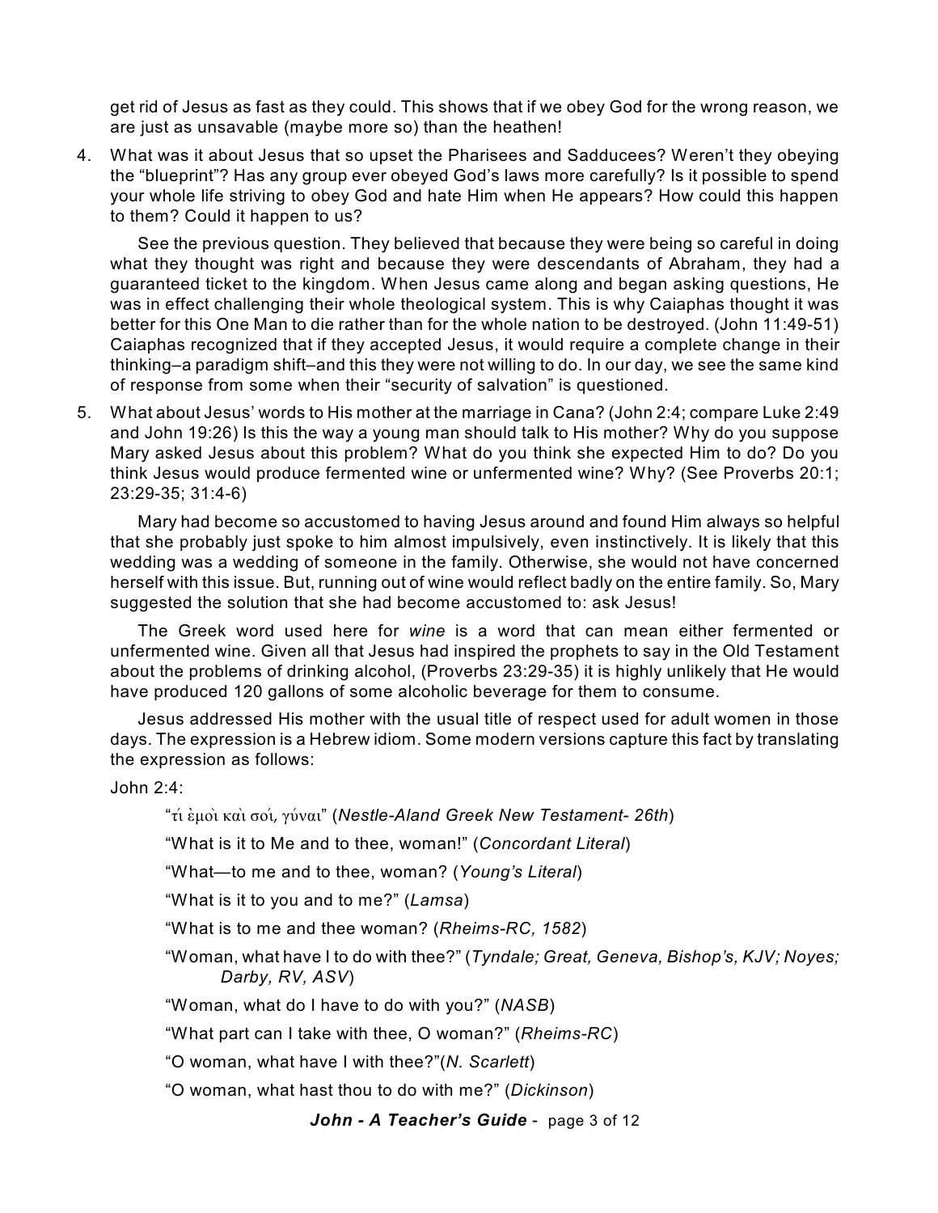get rid of Jesus as fast as they could. This shows that if we obey God for the wrong reason, we are just as unsavable (maybe more so) than the heathen!

4. What was it about Jesus that so upset the Pharisees and Sadducees? Weren't they obeying the "blueprint"? Has any group ever obeyed God's laws more carefully? Is it possible to spend your whole life striving to obey God and hate Him when He appears? How could this happen to them? Could it happen to us?

   See the previous question. They believed that because they were being so careful in doing what they thought was right and because they were descendants of Abraham, they had a guaranteed ticket to the kingdom. When Jesus came along and began asking questions, He was in effect challenging their whole theological system. This is why Caiaphas thought it was better for this One Man to die rather than for the whole nation to be destroyed. (John 11:49-51) Caiaphas recognized that if they accepted Jesus, it would require a complete change in their thinking–a paradigm shift–and this they were not willing to do. In our day, we see the same kind of response from some when their "security of salvation" is questioned.

5. What about Jesus' words to His mother at the marriage in Cana? (John 2:4; compare Luke 2:49 and John 19:26) Is this the way a young man should talk to His mother? Why do you suppose Mary asked Jesus about this problem? What do you think she expected Him to do? Do you think Jesus would produce fermented wine or unfermented wine? Why? (See Proverbs 20:1; 23:29-35; 31:4-6)

   Mary had become so accustomed to having Jesus around and found Him always so helpful that she probably just spoke to him almost impulsively, even instinctively. It is likely that this wedding was a wedding of someone in the family. Otherwise, she would not have concerned herself with this issue. But, running out of wine would reflect badly on the entire family. So, Mary suggested the solution that she had become accustomed to: ask Jesus!

   The Greek word used here for *wine* is a word that can mean either fermented or unfermented wine. Given all that Jesus had inspired the prophets to say in the Old Testament about the problems of drinking alcohol, (Proverbs 23:29-35) it is highly unlikely that He would have produced 120 gallons of some alcoholic beverage for them to consume.

   Jesus addressed His mother with the usual title of respect used for adult women in those days. The expression is a Hebrew idiom. Some modern versions capture this fact by translating the expression as follows:

   John 2:4:

   "τί ἐμοὶ καὶ σοί, γύναι" (*Nestle-Aland Greek New Testament- 26th*)

   "What is it to Me and to thee, woman!" (*Concordant Literal*)

   "What—to me and to thee, woman? (*Young's Literal*)

   "What is it to you and to me?" (*Lamsa*)

   "What is to me and thee woman? (*Rheims-RC, 1582*)

   "Woman, what have I to do with thee?" (*Tyndale; Great, Geneva, Bishop's, KJV; Noyes; Darby, RV, ASV*)

   "Woman, what do I have to do with you?" (*NASB*)

   "What part can I take with thee, O woman?" (*Rheims-RC*)

   "O woman, what have I with thee?"(*N. Scarlett*)

   "O woman, what hast thou to do with me?" (*Dickinson*)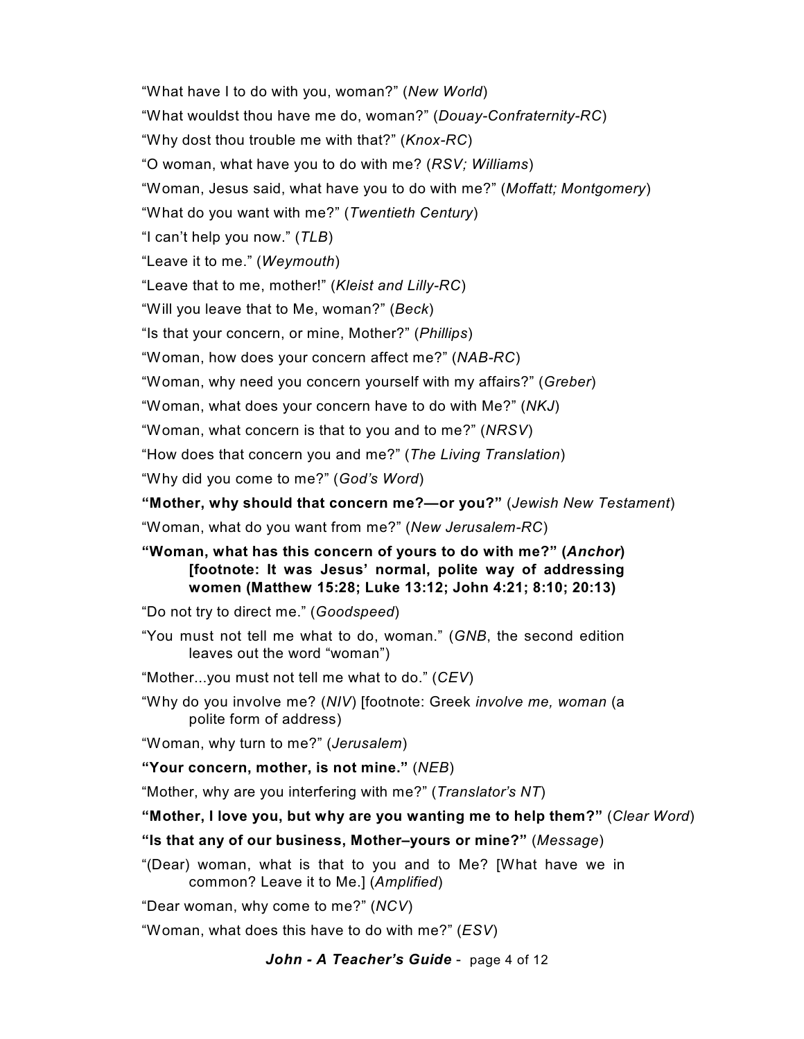“What have I to do with you, woman?” (*New World*)

“What wouldst thou have me do, woman?” (*Douay-Confraternity-RC*)

“Why dost thou trouble me with that?” (*Knox-RC*)

“O woman, what have you to do with me? (*RSV; Williams*)

“Woman, Jesus said, what have you to do with me?” (*Moffatt; Montgomery*)

“What do you want with me?” (*Twentieth Century*)

“I can’t help you now.” (*TLB*)

“Leave it to me.” (*Weymouth*)

“Leave that to me, mother!” (*Kleist and Lilly-RC*)

“Will you leave that to Me, woman?” (*Beck*)

“Is that your concern, or mine, Mother?” (*Phillips*)

“Woman, how does your concern affect me?” (*NAB-RC*)

“Woman, why need you concern yourself with my affairs?” (*Greber*)

“Woman, what does your concern have to do with Me?” (*NKJ*)

“Woman, what concern is that to you and to me?” (*NRSV*)

“How does that concern you and me?” (*The Living Translation*)

“Why did you come to me?” (*God’s Word*)

**“Mother, why should that concern me?—or you?”** (*Jewish New Testament*)

“Woman, what do you want from me?” (*New Jerusalem-RC*)

**“Woman, what has this concern of yours to do with me?” (*Anchor*) [footnote: It was Jesus’ normal, polite way of addressing women (Matthew 15:28; Luke 13:12; John 4:21; 8:10; 20:13)**

“Do not try to direct me.” (*Goodspeed*)

“You must not tell me what to do, woman.” (*GNB*, the second edition leaves out the word “woman”)

“Mother...you must not tell me what to do.” (*CEV*)

“Why do you involve me? (*NIV*) [footnote: Greek *involve me, woman* (a polite form of address)

“Woman, why turn to me?” (*Jerusalem*)

**“Your concern, mother, is not mine.”** (*NEB*)

“Mother, why are you interfering with me?” (*Translator’s NT*)

**“Mother, I love you, but why are you wanting me to help them?”** (*Clear Word*)

**“Is that any of our business, Mother–yours or mine?”** (*Message*)

“(Dear) woman, what is that to you and to Me? [What have we in common? Leave it to Me.] (*Amplified*)

“Dear woman, why come to me?” (*NCV*)

“Woman, what does this have to do with me?” (*ESV*)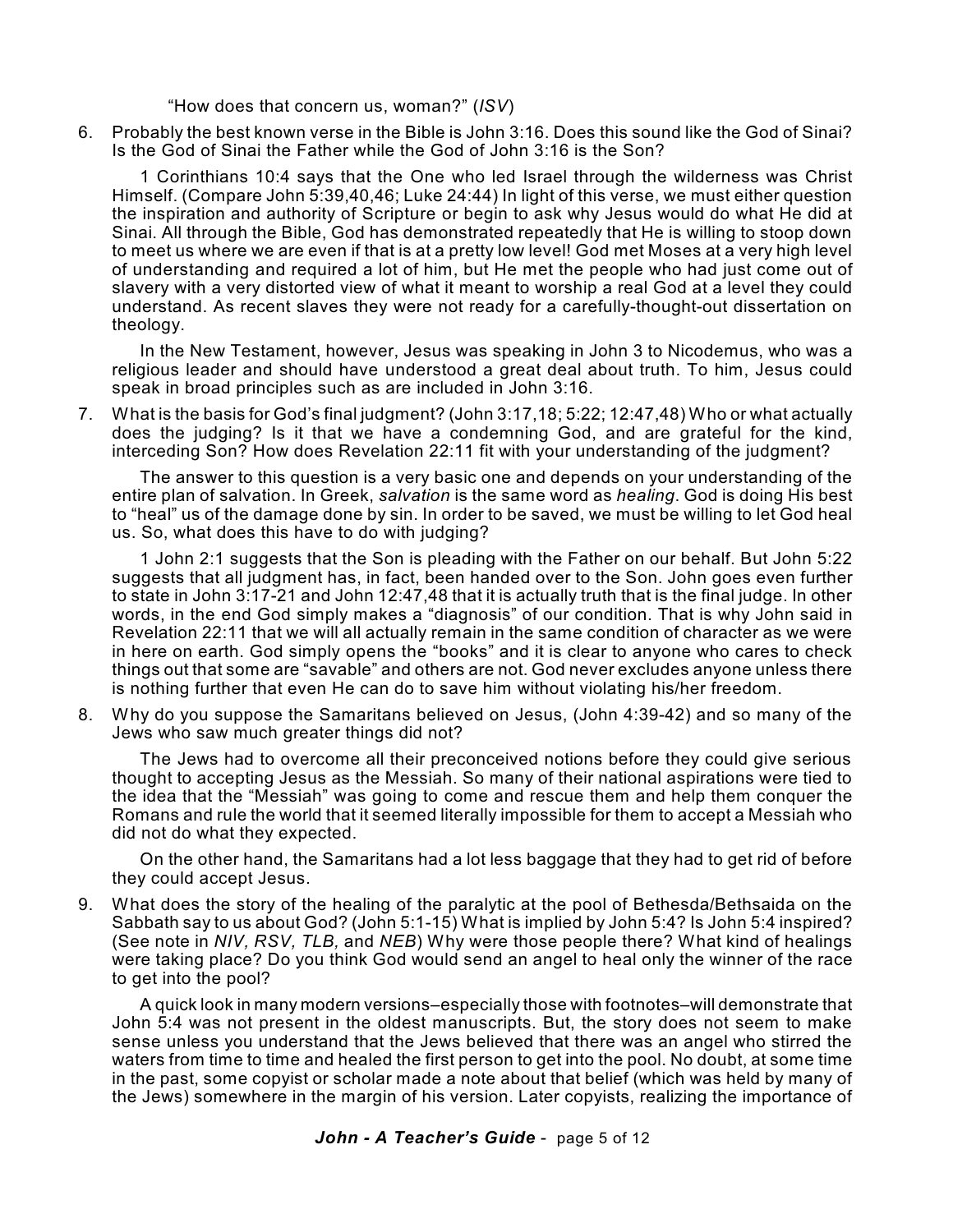"How does that concern us, woman?" (*ISV*)

6. Probably the best known verse in the Bible is John 3:16. Does this sound like the God of Sinai? Is the God of Sinai the Father while the God of John 3:16 is the Son?

   1 Corinthians 10:4 says that the One who led Israel through the wilderness was Christ Himself. (Compare John 5:39,40,46; Luke 24:44) In light of this verse, we must either question the inspiration and authority of Scripture or begin to ask why Jesus would do what He did at Sinai. All through the Bible, God has demonstrated repeatedly that He is willing to stoop down to meet us where we are even if that is at a pretty low level! God met Moses at a very high level of understanding and required a lot of him, but He met the people who had just come out of slavery with a very distorted view of what it meant to worship a real God at a level they could understand. As recent slaves they were not ready for a carefully-thought-out dissertation on theology.

   In the New Testament, however, Jesus was speaking in John 3 to Nicodemus, who was a religious leader and should have understood a great deal about truth. To him, Jesus could speak in broad principles such as are included in John 3:16.

7. What is the basis for God's final judgment? (John 3:17,18; 5:22; 12:47,48) Who or what actually does the judging? Is it that we have a condemning God, and are grateful for the kind, interceding Son? How does Revelation 22:11 fit with your understanding of the judgment?

   The answer to this question is a very basic one and depends on your understanding of the entire plan of salvation. In Greek, *salvation* is the same word as *healing*. God is doing His best to "heal" us of the damage done by sin. In order to be saved, we must be willing to let God heal us. So, what does this have to do with judging?

   1 John 2:1 suggests that the Son is pleading with the Father on our behalf. But John 5:22 suggests that all judgment has, in fact, been handed over to the Son. John goes even further to state in John 3:17-21 and John 12:47,48 that it is actually truth that is the final judge. In other words, in the end God simply makes a "diagnosis" of our condition. That is why John said in Revelation 22:11 that we will all actually remain in the same condition of character as we were in here on earth. God simply opens the "books" and it is clear to anyone who cares to check things out that some are "savable" and others are not. God never excludes anyone unless there is nothing further that even He can do to save him without violating his/her freedom.

8. Why do you suppose the Samaritans believed on Jesus, (John 4:39-42) and so many of the Jews who saw much greater things did not?

   The Jews had to overcome all their preconceived notions before they could give serious thought to accepting Jesus as the Messiah. So many of their national aspirations were tied to the idea that the "Messiah" was going to come and rescue them and help them conquer the Romans and rule the world that it seemed literally impossible for them to accept a Messiah who did not do what they expected.

   On the other hand, the Samaritans had a lot less baggage that they had to get rid of before they could accept Jesus.

9. What does the story of the healing of the paralytic at the pool of Bethesda/Bethsaida on the Sabbath say to us about God? (John 5:1-15) What is implied by John 5:4? Is John 5:4 inspired? (See note in *NIV, RSV, TLB,* and *NEB*) Why were those people there? What kind of healings were taking place? Do you think God would send an angel to heal only the winner of the race to get into the pool?

   A quick look in many modern versions–especially those with footnotes–will demonstrate that John 5:4 was not present in the oldest manuscripts. But, the story does not seem to make sense unless you understand that the Jews believed that there was an angel who stirred the waters from time to time and healed the first person to get into the pool. No doubt, at some time in the past, some copyist or scholar made a note about that belief (which was held by many of the Jews) somewhere in the margin of his version. Later copyists, realizing the importance of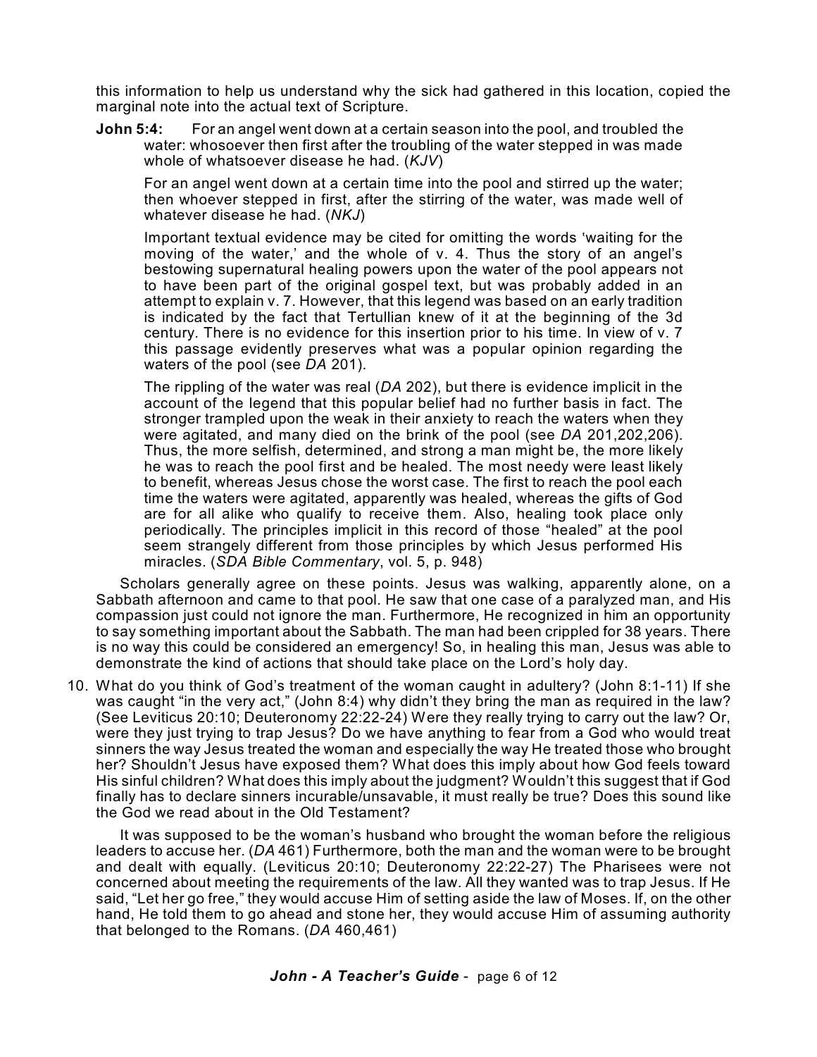this information to help us understand why the sick had gathered in this location, copied the marginal note into the actual text of Scripture.

**John 5:4:** For an angel went down at a certain season into the pool, and troubled the water: whosoever then first after the troubling of the water stepped in was made whole of whatsoever disease he had. (*KJV*)

> For an angel went down at a certain time into the pool and stirred up the water; then whoever stepped in first, after the stirring of the water, was made well of whatever disease he had. (*NKJ*)
>
> Important textual evidence may be cited for omitting the words 'waiting for the moving of the water,' and the whole of v. 4. Thus the story of an angel's bestowing supernatural healing powers upon the water of the pool appears not to have been part of the original gospel text, but was probably added in an attempt to explain v. 7. However, that this legend was based on an early tradition is indicated by the fact that Tertullian knew of it at the beginning of the 3d century. There is no evidence for this insertion prior to his time. In view of v. 7 this passage evidently preserves what was a popular opinion regarding the waters of the pool (see *DA* 201).
>
> The rippling of the water was real (*DA* 202), but there is evidence implicit in the account of the legend that this popular belief had no further basis in fact. The stronger trampled upon the weak in their anxiety to reach the waters when they were agitated, and many died on the brink of the pool (see *DA* 201,202,206). Thus, the more selfish, determined, and strong a man might be, the more likely he was to reach the pool first and be healed. The most needy were least likely to benefit, whereas Jesus chose the worst case. The first to reach the pool each time the waters were agitated, apparently was healed, whereas the gifts of God are for all alike who qualify to receive them. Also, healing took place only periodically. The principles implicit in this record of those "healed" at the pool seem strangely different from those principles by which Jesus performed His miracles. (*SDA Bible Commentary*, vol. 5, p. 948)

Scholars generally agree on these points. Jesus was walking, apparently alone, on a Sabbath afternoon and came to that pool. He saw that one case of a paralyzed man, and His compassion just could not ignore the man. Furthermore, He recognized in him an opportunity to say something important about the Sabbath. The man had been crippled for 38 years. There is no way this could be considered an emergency! So, in healing this man, Jesus was able to demonstrate the kind of actions that should take place on the Lord's holy day.

10. What do you think of God's treatment of the woman caught in adultery? (John 8:1-11) If she was caught "in the very act," (John 8:4) why didn't they bring the man as required in the law? (See Leviticus 20:10; Deuteronomy 22:22-24) Were they really trying to carry out the law? Or, were they just trying to trap Jesus? Do we have anything to fear from a God who would treat sinners the way Jesus treated the woman and especially the way He treated those who brought her? Shouldn't Jesus have exposed them? What does this imply about how God feels toward His sinful children? What does this imply about the judgment? Wouldn't this suggest that if God finally has to declare sinners incurable/unsavable, it must really be true? Does this sound like the God we read about in the Old Testament?

It was supposed to be the woman's husband who brought the woman before the religious leaders to accuse her. (*DA* 461) Furthermore, both the man and the woman were to be brought and dealt with equally. (Leviticus 20:10; Deuteronomy 22:22-27) The Pharisees were not concerned about meeting the requirements of the law. All they wanted was to trap Jesus. If He said, "Let her go free," they would accuse Him of setting aside the law of Moses. If, on the other hand, He told them to go ahead and stone her, they would accuse Him of assuming authority that belonged to the Romans. (*DA* 460,461)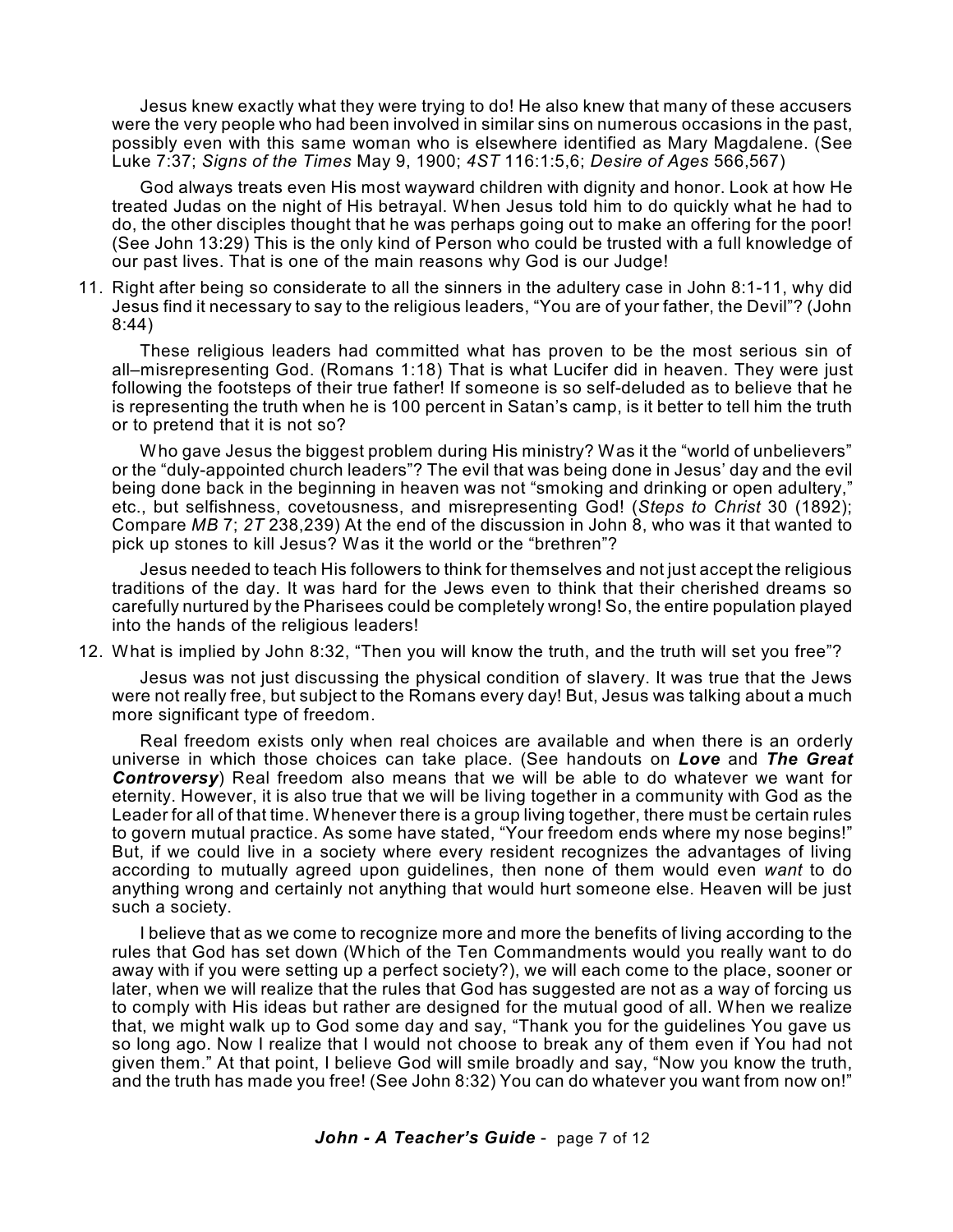Jesus knew exactly what they were trying to do! He also knew that many of these accusers were the very people who had been involved in similar sins on numerous occasions in the past, possibly even with this same woman who is elsewhere identified as Mary Magdalene. (See Luke 7:37; *Signs of the Times* May 9, 1900; *4ST* 116:1:5,6; *Desire of Ages* 566,567)

God always treats even His most wayward children with dignity and honor. Look at how He treated Judas on the night of His betrayal. When Jesus told him to do quickly what he had to do, the other disciples thought that he was perhaps going out to make an offering for the poor! (See John 13:29) This is the only kind of Person who could be trusted with a full knowledge of our past lives. That is one of the main reasons why God is our Judge!

11. Right after being so considerate to all the sinners in the adultery case in John 8:1-11, why did Jesus find it necessary to say to the religious leaders, "You are of your father, the Devil"? (John 8:44)

These religious leaders had committed what has proven to be the most serious sin of all–misrepresenting God. (Romans 1:18) That is what Lucifer did in heaven. They were just following the footsteps of their true father! If someone is so self-deluded as to believe that he is representing the truth when he is 100 percent in Satan's camp, is it better to tell him the truth or to pretend that it is not so?

Who gave Jesus the biggest problem during His ministry? Was it the "world of unbelievers" or the "duly-appointed church leaders"? The evil that was being done in Jesus' day and the evil being done back in the beginning in heaven was not "smoking and drinking or open adultery," etc., but selfishness, covetousness, and misrepresenting God! (*Steps to Christ* 30 (1892); Compare *MB* 7; *2T* 238,239) At the end of the discussion in John 8, who was it that wanted to pick up stones to kill Jesus? Was it the world or the "brethren"?

Jesus needed to teach His followers to think for themselves and not just accept the religious traditions of the day. It was hard for the Jews even to think that their cherished dreams so carefully nurtured by the Pharisees could be completely wrong! So, the entire population played into the hands of the religious leaders!

12. What is implied by John 8:32, "Then you will know the truth, and the truth will set you free"?

Jesus was not just discussing the physical condition of slavery. It was true that the Jews were not really free, but subject to the Romans every day! But, Jesus was talking about a much more significant type of freedom.

Real freedom exists only when real choices are available and when there is an orderly universe in which those choices can take place. (See handouts on ***Love*** and ***The Great Controversy***) Real freedom also means that we will be able to do whatever we want for eternity. However, it is also true that we will be living together in a community with God as the Leader for all of that time. Whenever there is a group living together, there must be certain rules to govern mutual practice. As some have stated, "Your freedom ends where my nose begins!" But, if we could live in a society where every resident recognizes the advantages of living according to mutually agreed upon guidelines, then none of them would even *want* to do anything wrong and certainly not anything that would hurt someone else. Heaven will be just such a society.

I believe that as we come to recognize more and more the benefits of living according to the rules that God has set down (Which of the Ten Commandments would you really want to do away with if you were setting up a perfect society?), we will each come to the place, sooner or later, when we will realize that the rules that God has suggested are not as a way of forcing us to comply with His ideas but rather are designed for the mutual good of all. When we realize that, we might walk up to God some day and say, "Thank you for the guidelines You gave us so long ago. Now I realize that I would not choose to break any of them even if You had not given them." At that point, I believe God will smile broadly and say, "Now you know the truth, and the truth has made you free! (See John 8:32) You can do whatever you want from now on!"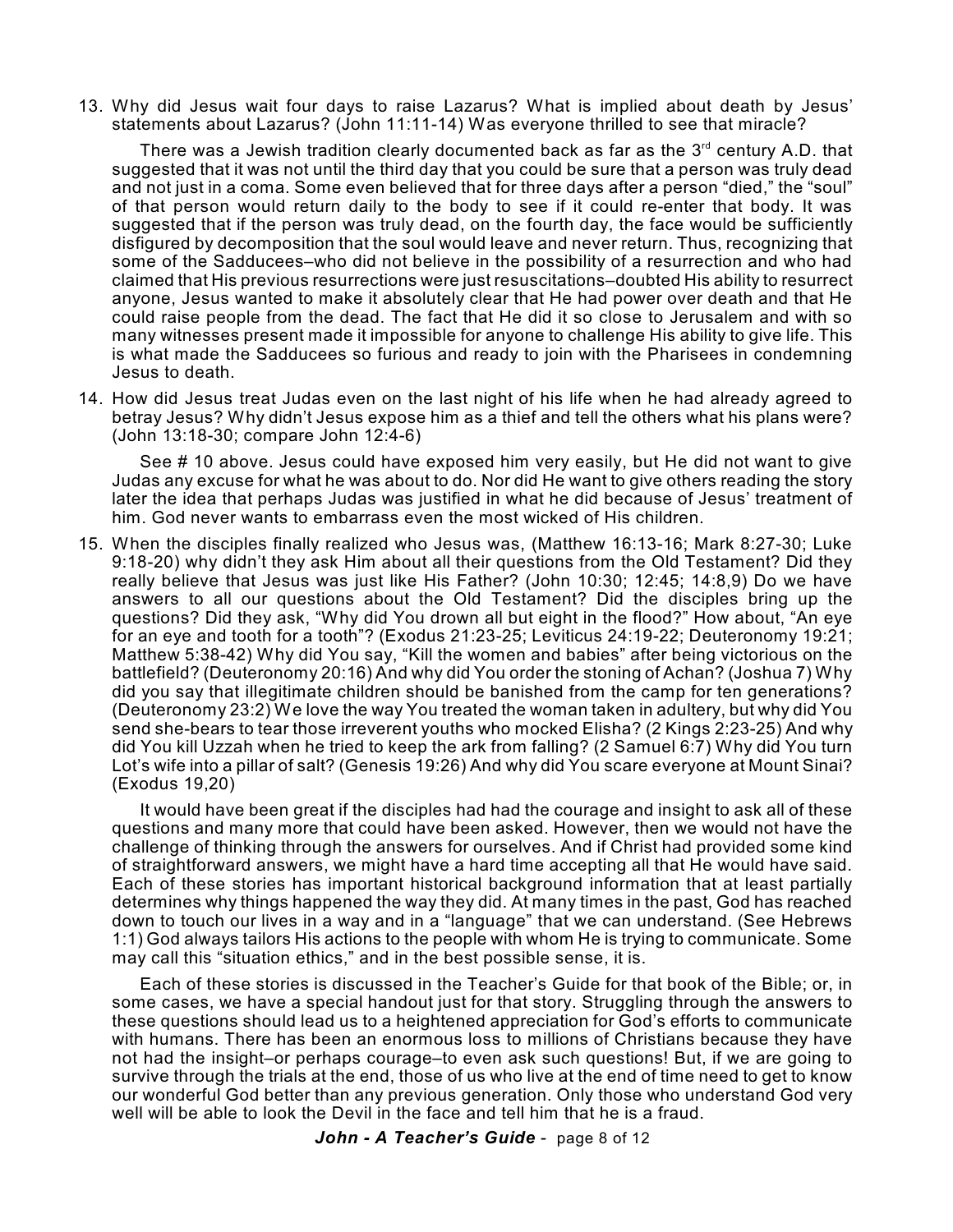13. Why did Jesus wait four days to raise Lazarus? What is implied about death by Jesus' statements about Lazarus? (John 11:11-14) Was everyone thrilled to see that miracle?

    There was a Jewish tradition clearly documented back as far as the 3rd century A.D. that suggested that it was not until the third day that you could be sure that a person was truly dead and not just in a coma. Some even believed that for three days after a person "died," the "soul" of that person would return daily to the body to see if it could re-enter that body. It was suggested that if the person was truly dead, on the fourth day, the face would be sufficiently disfigured by decomposition that the soul would leave and never return. Thus, recognizing that some of the Sadducees–who did not believe in the possibility of a resurrection and who had claimed that His previous resurrections were just resuscitations–doubted His ability to resurrect anyone, Jesus wanted to make it absolutely clear that He had power over death and that He could raise people from the dead. The fact that He did it so close to Jerusalem and with so many witnesses present made it impossible for anyone to challenge His ability to give life. This is what made the Sadducees so furious and ready to join with the Pharisees in condemning Jesus to death.

14. How did Jesus treat Judas even on the last night of his life when he had already agreed to betray Jesus? Why didn't Jesus expose him as a thief and tell the others what his plans were? (John 13:18-30; compare John 12:4-6)

    See # 10 above. Jesus could have exposed him very easily, but He did not want to give Judas any excuse for what he was about to do. Nor did He want to give others reading the story later the idea that perhaps Judas was justified in what he did because of Jesus' treatment of him. God never wants to embarrass even the most wicked of His children.

15. When the disciples finally realized who Jesus was, (Matthew 16:13-16; Mark 8:27-30; Luke 9:18-20) why didn't they ask Him about all their questions from the Old Testament? Did they really believe that Jesus was just like His Father? (John 10:30; 12:45; 14:8,9) Do we have answers to all our questions about the Old Testament? Did the disciples bring up the questions? Did they ask, "Why did You drown all but eight in the flood?" How about, "An eye for an eye and tooth for a tooth"? (Exodus 21:23-25; Leviticus 24:19-22; Deuteronomy 19:21; Matthew 5:38-42) Why did You say, "Kill the women and babies" after being victorious on the battlefield? (Deuteronomy 20:16) And why did You order the stoning of Achan? (Joshua 7) Why did you say that illegitimate children should be banished from the camp for ten generations? (Deuteronomy 23:2) We love the way You treated the woman taken in adultery, but why did You send she-bears to tear those irreverent youths who mocked Elisha? (2 Kings 2:23-25) And why did You kill Uzzah when he tried to keep the ark from falling? (2 Samuel 6:7) Why did You turn Lot's wife into a pillar of salt? (Genesis 19:26) And why did You scare everyone at Mount Sinai? (Exodus 19,20)

    It would have been great if the disciples had had the courage and insight to ask all of these questions and many more that could have been asked. However, then we would not have the challenge of thinking through the answers for ourselves. And if Christ had provided some kind of straightforward answers, we might have a hard time accepting all that He would have said. Each of these stories has important historical background information that at least partially determines why things happened the way they did. At many times in the past, God has reached down to touch our lives in a way and in a "language" that we can understand. (See Hebrews 1:1) God always tailors His actions to the people with whom He is trying to communicate. Some may call this "situation ethics," and in the best possible sense, it is.

    Each of these stories is discussed in the Teacher's Guide for that book of the Bible; or, in some cases, we have a special handout just for that story. Struggling through the answers to these questions should lead us to a heightened appreciation for God's efforts to communicate with humans. There has been an enormous loss to millions of Christians because they have not had the insight–or perhaps courage–to even ask such questions! But, if we are going to survive through the trials at the end, those of us who live at the end of time need to get to know our wonderful God better than any previous generation. Only those who understand God very well will be able to look the Devil in the face and tell him that he is a fraud.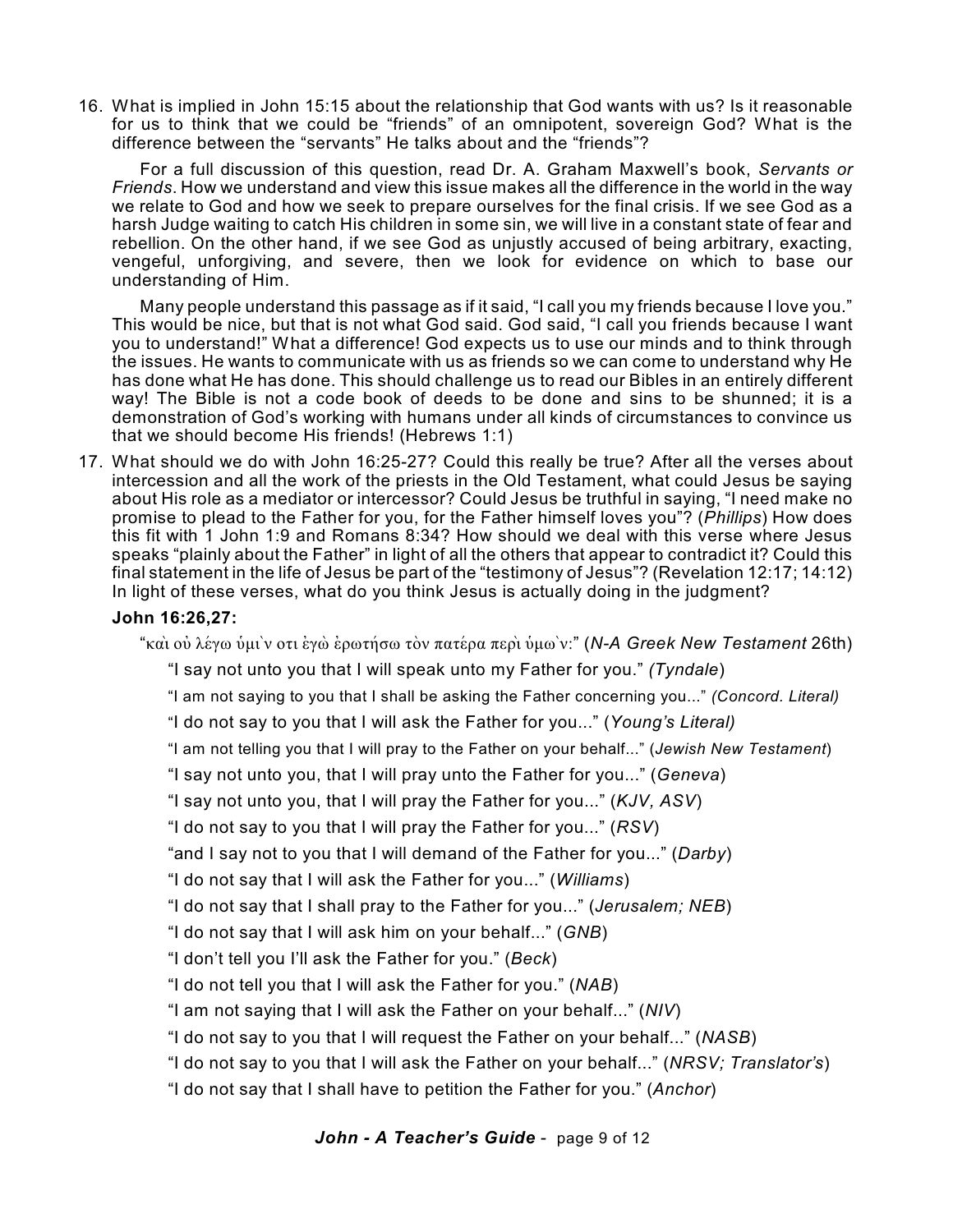16. What is implied in John 15:15 about the relationship that God wants with us? Is it reasonable for us to think that we could be "friends" of an omnipotent, sovereign God? What is the difference between the "servants" He talks about and the "friends"?

    For a full discussion of this question, read Dr. A. Graham Maxwell's book, *Servants or Friends*. How we understand and view this issue makes all the difference in the world in the way we relate to God and how we seek to prepare ourselves for the final crisis. If we see God as a harsh Judge waiting to catch His children in some sin, we will live in a constant state of fear and rebellion. On the other hand, if we see God as unjustly accused of being arbitrary, exacting, vengeful, unforgiving, and severe, then we look for evidence on which to base our understanding of Him.

    Many people understand this passage as if it said, "I call you my friends because I love you." This would be nice, but that is not what God said. God said, "I call you friends because I want you to understand!" What a difference! God expects us to use our minds and to think through the issues. He wants to communicate with us as friends so we can come to understand why He has done what He has done. This should challenge us to read our Bibles in an entirely different way! The Bible is not a code book of deeds to be done and sins to be shunned; it is a demonstration of God's working with humans under all kinds of circumstances to convince us that we should become His friends! (Hebrews 1:1)

17. What should we do with John 16:25-27? Could this really be true? After all the verses about intercession and all the work of the priests in the Old Testament, what could Jesus be saying about His role as a mediator or intercessor? Could Jesus be truthful in saying, "I need make no promise to plead to the Father for you, for the Father himself loves you"? (*Phillips*) How does this fit with 1 John 1:9 and Romans 8:34? How should we deal with this verse where Jesus speaks "plainly about the Father" in light of all the others that appear to contradict it? Could this final statement in the life of Jesus be part of the "testimony of Jesus"? (Revelation 12:17; 14:12) In light of these verses, what do you think Jesus is actually doing in the judgment?

    **John 16:26,27:**

    "καὶ οὐ λέγω ὑμῖν οτι ἐγὼ ἐρωτήσω τὸν πατέρα περὶ ὑμῶν:" (*N-A Greek New Testament* 26th)

    "I say not unto you that I will speak unto my Father for you." *(Tyndale)*

    "I am not saying to you that I shall be asking the Father concerning you..." *(Concord. Literal)*

    "I do not say to you that I will ask the Father for you..." (*Young's Literal)*

    "I am not telling you that I will pray to the Father on your behalf..." (*Jewish New Testament*)

    "I say not unto you, that I will pray unto the Father for you..." (*Geneva*)

    "I say not unto you, that I will pray the Father for you..." (*KJV, ASV*)

    "I do not say to you that I will pray the Father for you..." (*RSV*)

    "and I say not to you that I will demand of the Father for you..." (*Darby*)

    "I do not say that I will ask the Father for you..." (*Williams*)

    "I do not say that I shall pray to the Father for you..." (*Jerusalem; NEB*)

    "I do not say that I will ask him on your behalf..." (*GNB*)

    "I don't tell you I'll ask the Father for you." (*Beck*)

    "I do not tell you that I will ask the Father for you." (*NAB*)

    "I am not saying that I will ask the Father on your behalf..." (*NIV*)

    "I do not say to you that I will request the Father on your behalf..." (*NASB*)

    "I do not say to you that I will ask the Father on your behalf..." (*NRSV; Translator's*)

    "I do not say that I shall have to petition the Father for you." (*Anchor*)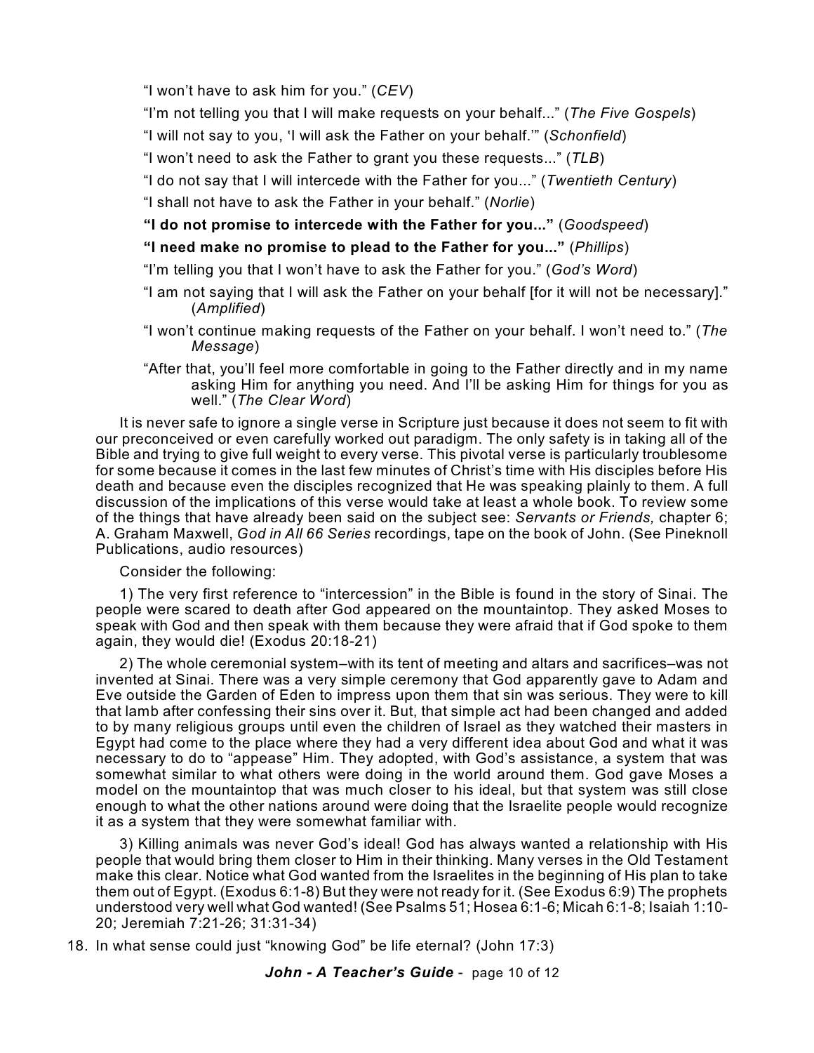"I won't have to ask him for you." (*CEV*)

"I'm not telling you that I will make requests on your behalf..." (*The Five Gospels*)

"I will not say to you, 'I will ask the Father on your behalf.'" (*Schonfield*)

"I won't need to ask the Father to grant you these requests..." (*TLB*)

"I do not say that I will intercede with the Father for you..." (*Twentieth Century*)

"I shall not have to ask the Father in your behalf." (*Norlie*)

**"I do not promise to intercede with the Father for you..."** (*Goodspeed*)

**"I need make no promise to plead to the Father for you..."** (*Phillips*)

"I'm telling you that I won't have to ask the Father for you." (*God's Word*)

"I am not saying that I will ask the Father on your behalf [for it will not be necessary]." (*Amplified*)

"I won't continue making requests of the Father on your behalf. I won't need to." (*The Message*)

"After that, you'll feel more comfortable in going to the Father directly and in my name asking Him for anything you need. And I'll be asking Him for things for you as well." (*The Clear Word*)

It is never safe to ignore a single verse in Scripture just because it does not seem to fit with our preconceived or even carefully worked out paradigm. The only safety is in taking all of the Bible and trying to give full weight to every verse. This pivotal verse is particularly troublesome for some because it comes in the last few minutes of Christ's time with His disciples before His death and because even the disciples recognized that He was speaking plainly to them. A full discussion of the implications of this verse would take at least a whole book. To review some of the things that have already been said on the subject see: *Servants or Friends,* chapter 6; A. Graham Maxwell, *God in All 66 Series* recordings, tape on the book of John. (See Pineknoll Publications, audio resources)

Consider the following:

1) The very first reference to "intercession" in the Bible is found in the story of Sinai. The people were scared to death after God appeared on the mountaintop. They asked Moses to speak with God and then speak with them because they were afraid that if God spoke to them again, they would die! (Exodus 20:18-21)

2) The whole ceremonial system–with its tent of meeting and altars and sacrifices–was not invented at Sinai. There was a very simple ceremony that God apparently gave to Adam and Eve outside the Garden of Eden to impress upon them that sin was serious. They were to kill that lamb after confessing their sins over it. But, that simple act had been changed and added to by many religious groups until even the children of Israel as they watched their masters in Egypt had come to the place where they had a very different idea about God and what it was necessary to do to "appease" Him. They adopted, with God's assistance, a system that was somewhat similar to what others were doing in the world around them. God gave Moses a model on the mountaintop that was much closer to his ideal, but that system was still close enough to what the other nations around were doing that the Israelite people would recognize it as a system that they were somewhat familiar with.

3) Killing animals was never God's ideal! God has always wanted a relationship with His people that would bring them closer to Him in their thinking. Many verses in the Old Testament make this clear. Notice what God wanted from the Israelites in the beginning of His plan to take them out of Egypt. (Exodus 6:1-8) But they were not ready for it. (See Exodus 6:9) The prophets understood very well what God wanted! (See Psalms 51; Hosea 6:1-6; Micah 6:1-8; Isaiah 1:10-20; Jeremiah 7:21-26; 31:31-34)

18. In what sense could just "knowing God" be life eternal? (John 17:3)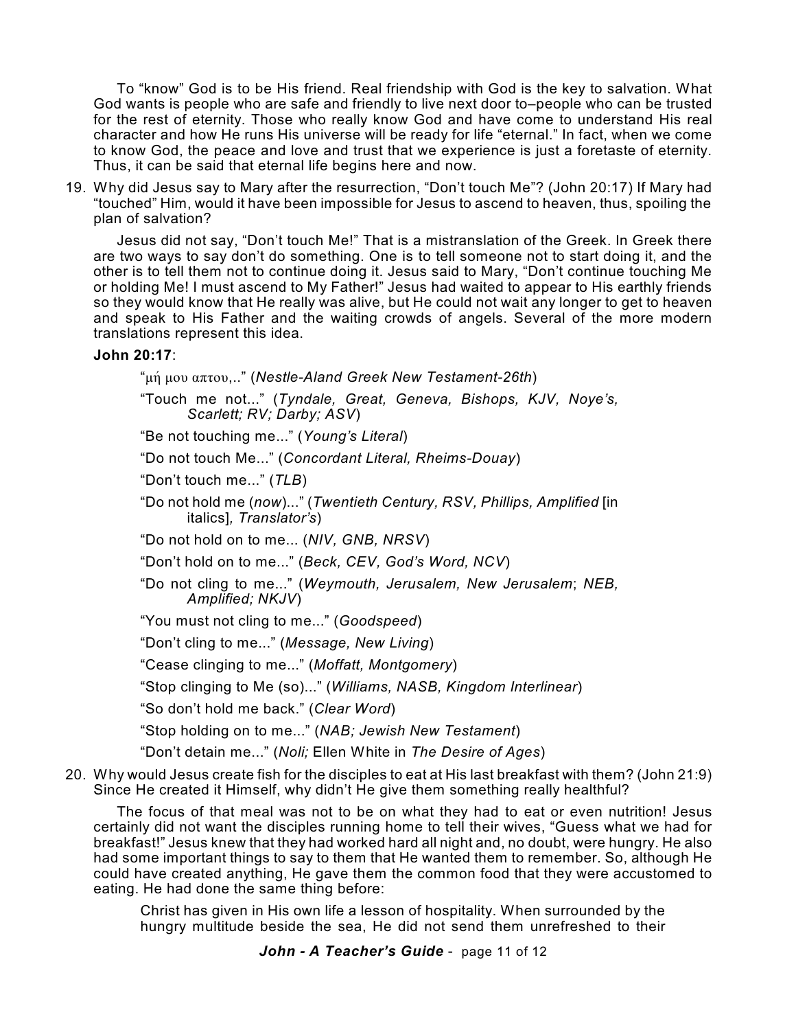To "know" God is to be His friend. Real friendship with God is the key to salvation. What God wants is people who are safe and friendly to live next door to–people who can be trusted for the rest of eternity. Those who really know God and have come to understand His real character and how He runs His universe will be ready for life "eternal." In fact, when we come to know God, the peace and love and trust that we experience is just a foretaste of eternity. Thus, it can be said that eternal life begins here and now.

19. Why did Jesus say to Mary after the resurrection, "Don't touch Me"? (John 20:17) If Mary had "touched" Him, would it have been impossible for Jesus to ascend to heaven, thus, spoiling the plan of salvation?

    Jesus did not say, "Don't touch Me!" That is a mistranslation of the Greek. In Greek there are two ways to say don't do something. One is to tell someone not to start doing it, and the other is to tell them not to continue doing it. Jesus said to Mary, "Don't continue touching Me or holding Me! I must ascend to My Father!" Jesus had waited to appear to His earthly friends so they would know that He really was alive, but He could not wait any longer to get to heaven and speak to His Father and the waiting crowds of angels. Several of the more modern translations represent this idea.

    **John 20:17**:

    "μή μου απτου,.." (*Nestle-Aland Greek New Testament-26th*)

    "Touch me not..." (*Tyndale, Great, Geneva, Bishops, KJV, Noye's, Scarlett; RV; Darby; ASV*)

    "Be not touching me..." (*Young's Literal*)

    "Do not touch Me..." (*Concordant Literal, Rheims-Douay*)

    "Don't touch me..." (*TLB*)

    "Do not hold me (*now*)..." (*Twentieth Century, RSV, Phillips, Amplified* [in italics]*, Translator's*)

    "Do not hold on to me... (*NIV, GNB, NRSV*)

    "Don't hold on to me..." (*Beck, CEV, God's Word, NCV*)

    "Do not cling to me..." (*Weymouth, Jerusalem, New Jerusalem*; *NEB, Amplified; NKJV*)

    "You must not cling to me..." (*Goodspeed*)

    "Don't cling to me..." (*Message, New Living*)

    "Cease clinging to me..." (*Moffatt, Montgomery*)

    "Stop clinging to Me (so)..." (*Williams, NASB, Kingdom Interlinear*)

    "So don't hold me back." (*Clear Word*)

    "Stop holding on to me..." (*NAB; Jewish New Testament*)

    "Don't detain me..." (*Noli;* Ellen White in *The Desire of Ages*)

20. Why would Jesus create fish for the disciples to eat at His last breakfast with them? (John 21:9) Since He created it Himself, why didn't He give them something really healthful?

    The focus of that meal was not to be on what they had to eat or even nutrition! Jesus certainly did not want the disciples running home to tell their wives, "Guess what we had for breakfast!" Jesus knew that they had worked hard all night and, no doubt, were hungry. He also had some important things to say to them that He wanted them to remember. So, although He could have created anything, He gave them the common food that they were accustomed to eating. He had done the same thing before:

    > Christ has given in His own life a lesson of hospitality. When surrounded by the hungry multitude beside the sea, He did not send them unrefreshed to their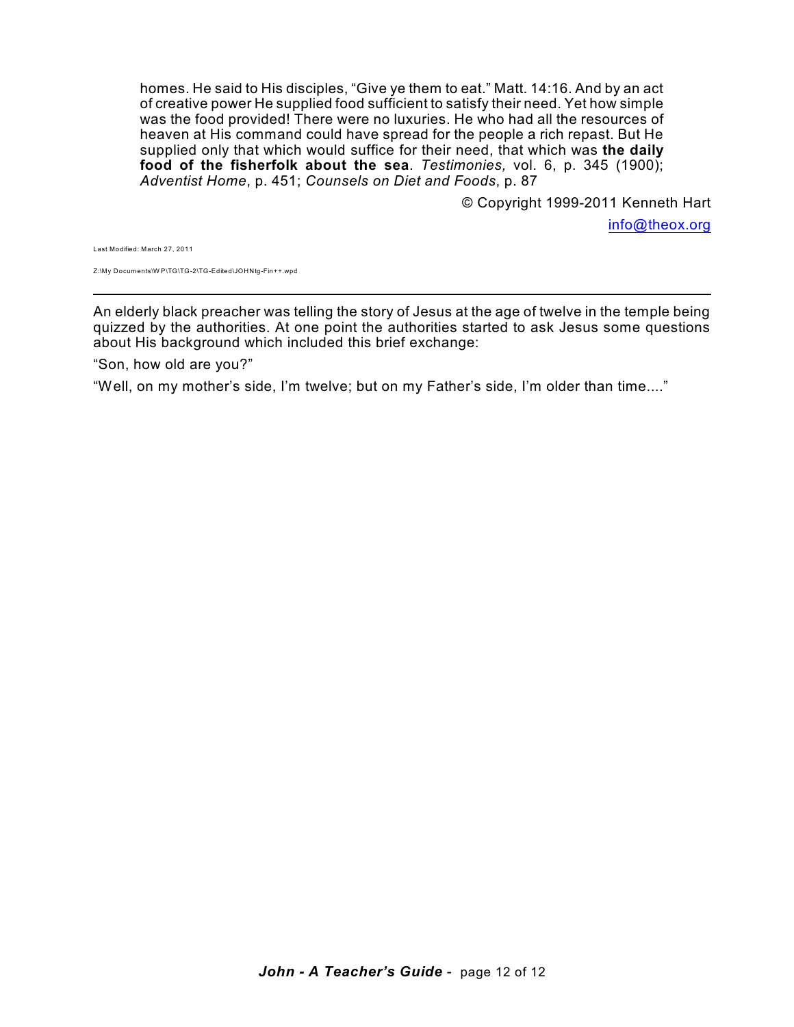homes. He said to His disciples, "Give ye them to eat." Matt. 14:16. And by an act of creative power He supplied food sufficient to satisfy their need. Yet how simple was the food provided! There were no luxuries. He who had all the resources of heaven at His command could have spread for the people a rich repast. But He supplied only that which would suffice for their need, that which was **the daily food of the fisherfolk about the sea**. *Testimonies,* vol. 6, p. 345 (1900); *Adventist Home*, p. 451; *Counsels on Diet and Foods*, p. 87

© Copyright 1999-2011 Kenneth Hart

info@theox.org

Last Modified: March 27, 2011

Z:\My Documents\WP\TG\TG-2\TG-Edited\JOHNtg-Fin++.wpd

---

An elderly black preacher was telling the story of Jesus at the age of twelve in the temple being quizzed by the authorities. At one point the authorities started to ask Jesus some questions about His background which included this brief exchange:

"Son, how old are you?"

"Well, on my mother's side, I'm twelve; but on my Father's side, I'm older than time...."